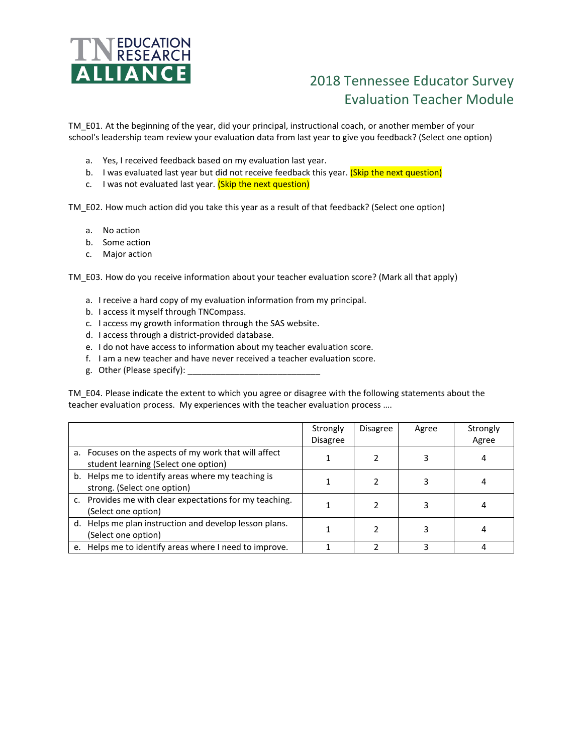TN EDUCATION RESEARCH ALLIANCE

# 2018 Tennessee Educator Survey
## Evaluation Teacher Module

TM_E01. At the beginning of the year, did your principal, instructional coach, or another member of your school's leadership team review your evaluation data from last year to give you feedback? (Select one option)

a. Yes, I received feedback based on my evaluation last year.
b. I was evaluated last year but did not receive feedback this year. (Skip the next question)
c. I was not evaluated last year. (Skip the next question)

TM_E02. How much action did you take this year as a result of that feedback? (Select one option)

a. No action
b. Some action
c. Major action

TM_E03. How do you receive information about your teacher evaluation score? (Mark all that apply)

a. I receive a hard copy of my evaluation information from my principal.
b. I access it myself through TNCompass.
c. I access my growth information through the SAS website.
d. I access through a district-provided database.
e. I do not have access to information about my teacher evaluation score.
f. I am a new teacher and have never received a teacher evaluation score.
g. Other (Please specify): ____________________________

TM_E04. Please indicate the extent to which you agree or disagree with the following statements about the teacher evaluation process. My experiences with the teacher evaluation process ….

| | Strongly Disagree | Disagree | Agree | Strongly Agree |
|---|---|---|---|---|
| a. Focuses on the aspects of my work that will affect student learning (Select one option) | 1 | 2 | 3 | 4 |
| b. Helps me to identify areas where my teaching is strong. (Select one option) | 1 | 2 | 3 | 4 |
| c. Provides me with clear expectations for my teaching. (Select one option) | 1 | 2 | 3 | 4 |
| d. Helps me plan instruction and develop lesson plans. (Select one option) | 1 | 2 | 3 | 4 |
| e. Helps me to identify areas where I need to improve. | 1 | 2 | 3 | 4 |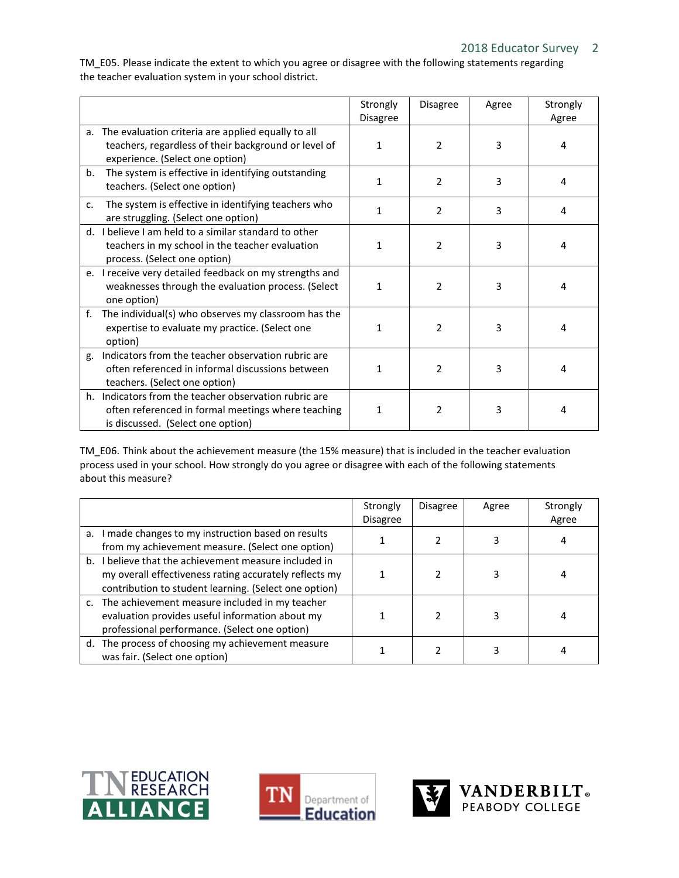TM_E05. Please indicate the extent to which you agree or disagree with the following statements regarding the teacher evaluation system in your school district.

| | Strongly Disagree | Disagree | Agree | Strongly Agree |
|---|---|---|---|---|
| a. The evaluation criteria are applied equally to all teachers, regardless of their background or level of experience. (Select one option) | 1 | 2 | 3 | 4 |
| b. The system is effective in identifying outstanding teachers. (Select one option) | 1 | 2 | 3 | 4 |
| c. The system is effective in identifying teachers who are struggling. (Select one option) | 1 | 2 | 3 | 4 |
| d. I believe I am held to a similar standard to other teachers in my school in the teacher evaluation process. (Select one option) | 1 | 2 | 3 | 4 |
| e. I receive very detailed feedback on my strengths and weaknesses through the evaluation process. (Select one option) | 1 | 2 | 3 | 4 |
| f. The individual(s) who observes my classroom has the expertise to evaluate my practice. (Select one option) | 1 | 2 | 3 | 4 |
| g. Indicators from the teacher observation rubric are often referenced in informal discussions between teachers. (Select one option) | 1 | 2 | 3 | 4 |
| h. Indicators from the teacher observation rubric are often referenced in formal meetings where teaching is discussed. (Select one option) | 1 | 2 | 3 | 4 |

TM_E06. Think about the achievement measure (the 15% measure) that is included in the teacher evaluation process used in your school. How strongly do you agree or disagree with each of the following statements about this measure?

| | Strongly Disagree | Disagree | Agree | Strongly Agree |
|---|---|---|---|---|
| a. I made changes to my instruction based on results from my achievement measure. (Select one option) | 1 | 2 | 3 | 4 |
| b. I believe that the achievement measure included in my overall effectiveness rating accurately reflects my contribution to student learning. (Select one option) | 1 | 2 | 3 | 4 |
| c. The achievement measure included in my teacher evaluation provides useful information about my professional performance. (Select one option) | 1 | 2 | 3 | 4 |
| d. The process of choosing my achievement measure was fair. (Select one option) | 1 | 2 | 3 | 4 |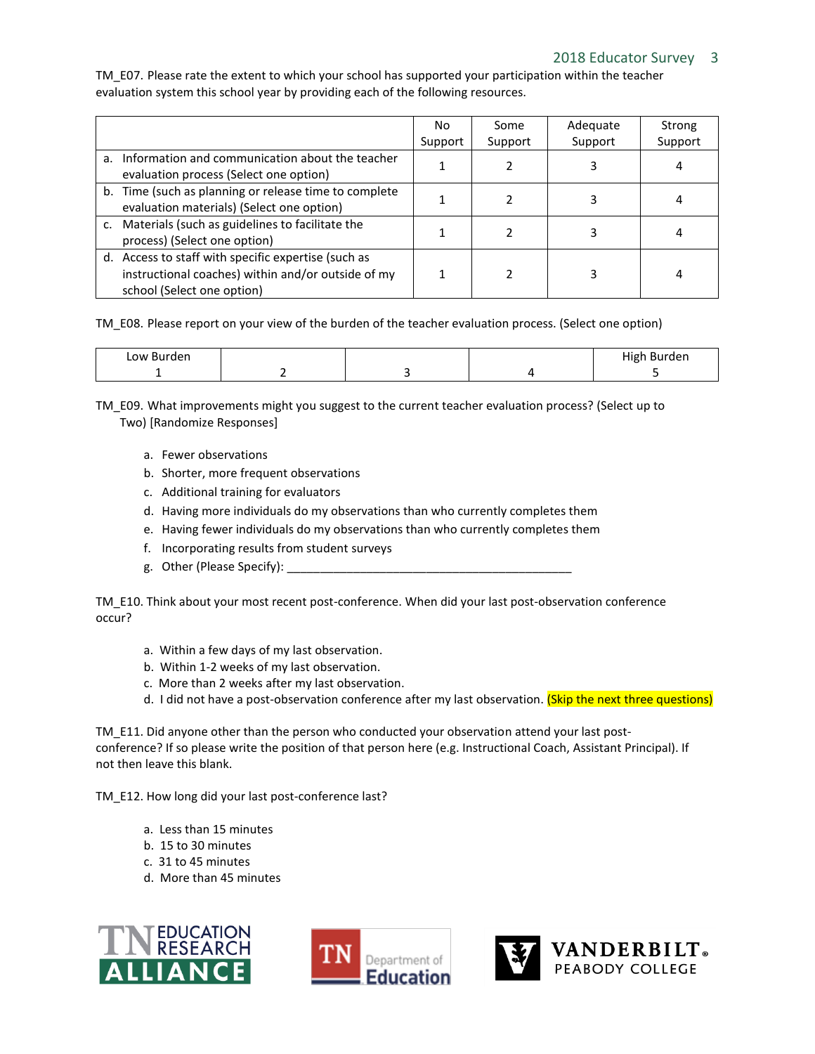TM_E07. Please rate the extent to which your school has supported your participation within the teacher evaluation system this school year by providing each of the following resources.

| | No Support | Some Support | Adequate Support | Strong Support |
|---|---|---|---|---|
| a. Information and communication about the teacher evaluation process (Select one option) | 1 | 2 | 3 | 4 |
| b. Time (such as planning or release time to complete evaluation materials) (Select one option) | 1 | 2 | 3 | 4 |
| c. Materials (such as guidelines to facilitate the process) (Select one option) | 1 | 2 | 3 | 4 |
| d. Access to staff with specific expertise (such as instructional coaches) within and/or outside of my school (Select one option) | 1 | 2 | 3 | 4 |

TM_E08. Please report on your view of the burden of the teacher evaluation process. (Select one option)

| Low Burden 1 | 2 | 3 | 4 | High Burden 5 |
|---|---|---|---|---|

TM_E09. What improvements might you suggest to the current teacher evaluation process? (Select up to Two) [Randomize Responses]

a. Fewer observations
b. Shorter, more frequent observations
c. Additional training for evaluators
d. Having more individuals do my observations than who currently completes them
e. Having fewer individuals do my observations than who currently completes them
f. Incorporating results from student surveys
g. Other (Please Specify): ____________________________________________

TM_E10. Think about your most recent post-conference. When did your last post-observation conference occur?

a. Within a few days of my last observation.
b. Within 1-2 weeks of my last observation.
c. More than 2 weeks after my last observation.
d. I did not have a post-observation conference after my last observation. (Skip the next three questions)

TM_E11. Did anyone other than the person who conducted your observation attend your last post-conference? If so please write the position of that person here (e.g. Instructional Coach, Assistant Principal). If not then leave this blank.

TM_E12. How long did your last post-conference last?

a. Less than 15 minutes
b. 15 to 30 minutes
c. 31 to 45 minutes
d. More than 45 minutes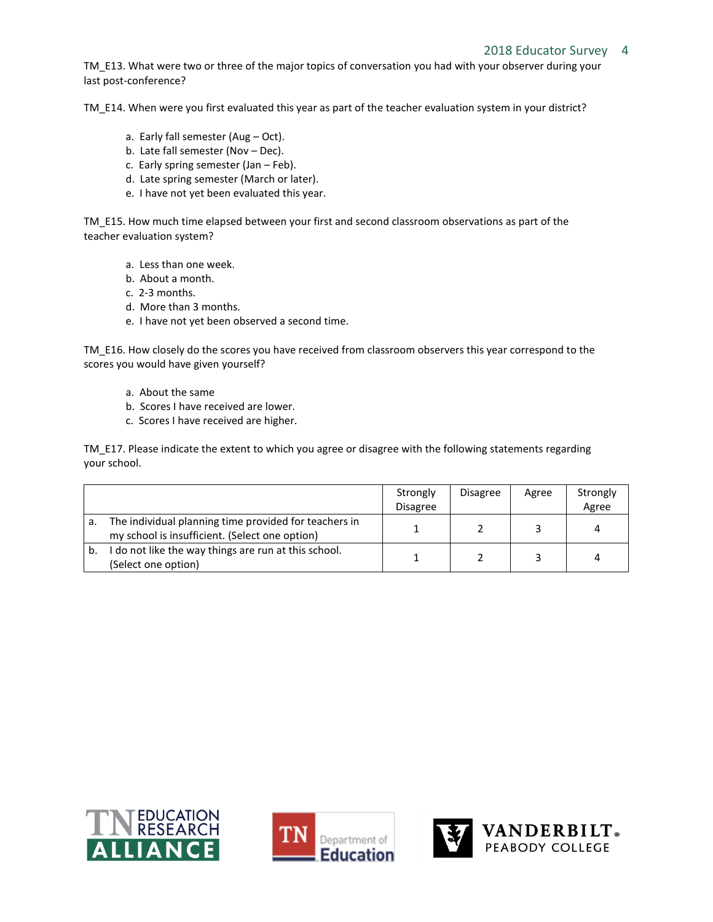TM_E13. What were two or three of the major topics of conversation you had with your observer during your last post-conference?

TM_E14. When were you first evaluated this year as part of the teacher evaluation system in your district?

a. Early fall semester (Aug – Oct).
b. Late fall semester (Nov – Dec).
c. Early spring semester (Jan – Feb).
d. Late spring semester (March or later).
e. I have not yet been evaluated this year.

TM_E15. How much time elapsed between your first and second classroom observations as part of the teacher evaluation system?

a. Less than one week.
b. About a month.
c. 2-3 months.
d. More than 3 months.
e. I have not yet been observed a second time.

TM_E16. How closely do the scores you have received from classroom observers this year correspond to the scores you would have given yourself?

a. About the same
b. Scores I have received are lower.
c. Scores I have received are higher.

TM_E17. Please indicate the extent to which you agree or disagree with the following statements regarding your school.

| | Strongly Disagree | Disagree | Agree | Strongly Agree |
|---|---|---|---|---|
| a. The individual planning time provided for teachers in my school is insufficient. (Select one option) | 1 | 2 | 3 | 4 |
| b. I do not like the way things are run at this school. (Select one option) | 1 | 2 | 3 | 4 |